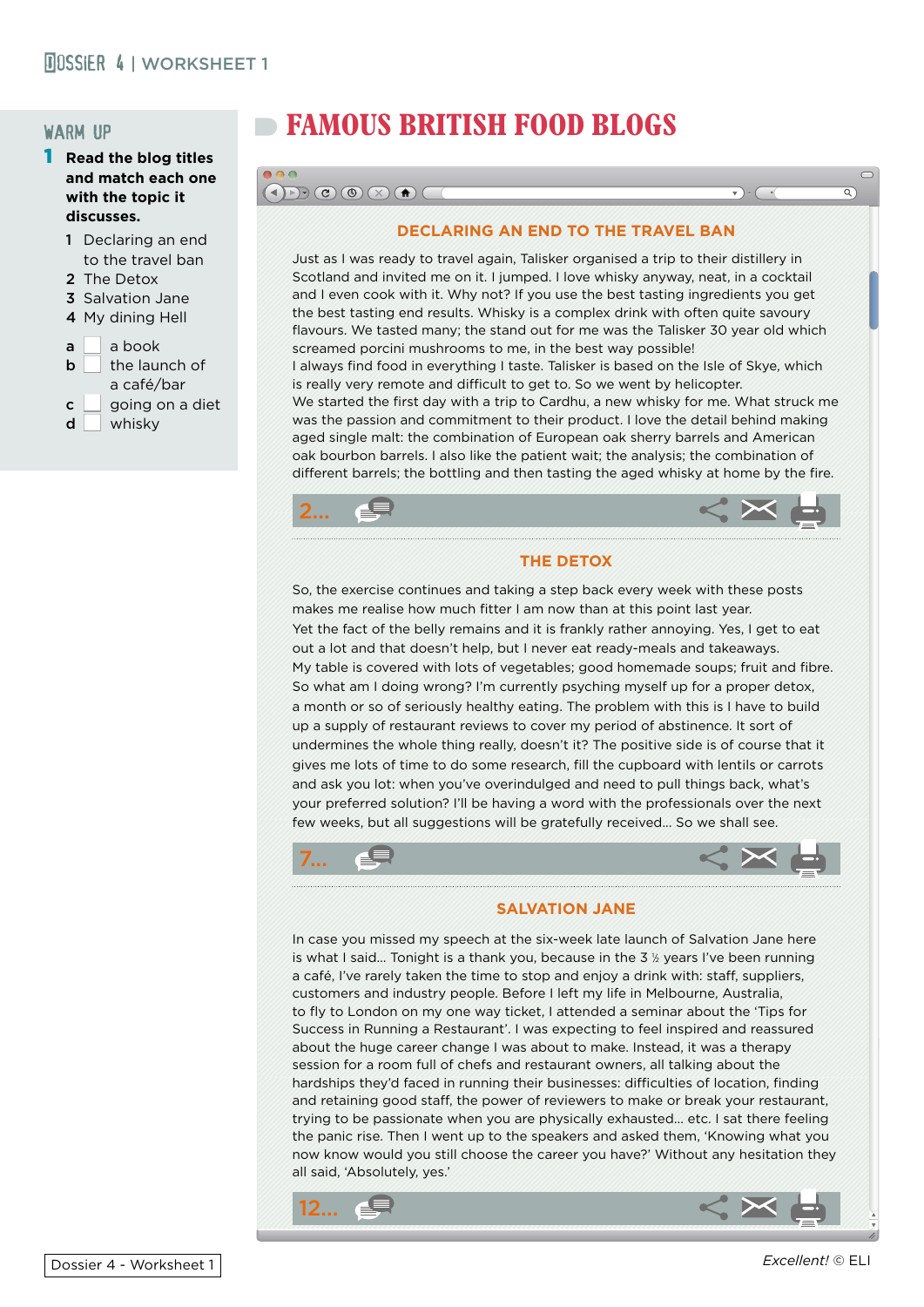## WARM UP

**1 Read the blog titles and match each one with the topic it discusses.**

1 Declaring an end to the travel ban
2 The Detox
3 Salvation Jane
4 My dining Hell

a ☐ a book
b ☐ the launch of a café/bar
c ☐ going on a diet
d ☐ whisky

# FAMOUS BRITISH FOOD BLOGS

### DECLARING AN END TO THE TRAVEL BAN

Just as I was ready to travel again, Talisker organised a trip to their distillery in Scotland and invited me on it. I jumped. I love whisky anyway, neat, in a cocktail and I even cook with it. Why not? If you use the best tasting ingredients you get the best tasting end results. Whisky is a complex drink with often quite savoury flavours. We tasted many; the stand out for me was the Talisker 30 year old which screamed porcini mushrooms to me, in the best way possible!
I always find food in everything I taste. Talisker is based on the Isle of Skye, which is really very remote and difficult to get to. So we went by helicopter.
We started the first day with a trip to Cardhu, a new whisky for me. What struck me was the passion and commitment to their product. I love the detail behind making aged single malt: the combination of European oak sherry barrels and American oak bourbon barrels. I also like the patient wait; the analysis; the combination of different barrels; the bottling and then tasting the aged whisky at home by the fire.

2...

### THE DETOX

So, the exercise continues and taking a step back every week with these posts makes me realise how much fitter I am now than at this point last year.
Yet the fact of the belly remains and it is frankly rather annoying. Yes, I get to eat out a lot and that doesn't help, but I never eat ready-meals and takeaways.
My table is covered with lots of vegetables; good homemade soups; fruit and fibre.
So what am I doing wrong? I'm currently psyching myself up for a proper detox, a month or so of seriously healthy eating. The problem with this is I have to build up a supply of restaurant reviews to cover my period of abstinence. It sort of undermines the whole thing really, doesn't it? The positive side is of course that it gives me lots of time to do some research, fill the cupboard with lentils or carrots and ask you lot: when you've overindulged and need to pull things back, what's your preferred solution? I'll be having a word with the professionals over the next few weeks, but all suggestions will be gratefully received... So we shall see.

7...

### SALVATION JANE

In case you missed my speech at the six-week late launch of Salvation Jane here is what I said... Tonight is a thank you, because in the 3 ½ years I've been running a café, I've rarely taken the time to stop and enjoy a drink with: staff, suppliers, customers and industry people. Before I left my life in Melbourne, Australia, to fly to London on my one way ticket, I attended a seminar about the 'Tips for Success in Running a Restaurant'. I was expecting to feel inspired and reassured about the huge career change I was about to make. Instead, it was a therapy session for a room full of chefs and restaurant owners, all talking about the hardships they'd faced in running their businesses: difficulties of location, finding and retaining good staff, the power of reviewers to make or break your restaurant, trying to be passionate when you are physically exhausted... etc. I sat there feeling the panic rise. Then I went up to the speakers and asked them, 'Knowing what you now know would you still choose the career you have?' Without any hesitation they all said, 'Absolutely, yes.'

12...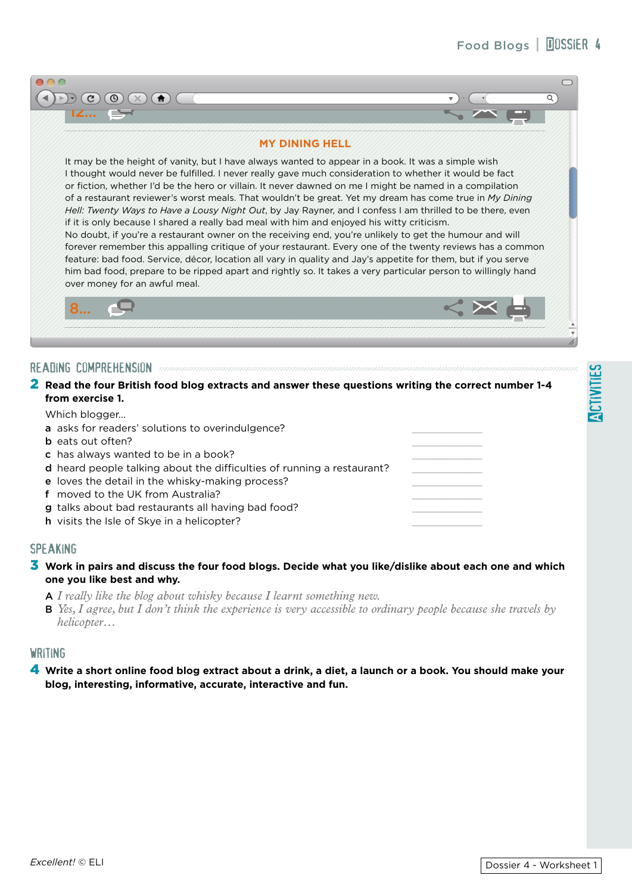12...

## MY DINING HELL

It may be the height of vanity, but I have always wanted to appear in a book. It was a simple wish I thought would never be fulfilled. I never really gave much consideration to whether it would be fact or fiction, whether I'd be the hero or villain. It never dawned on me I might be named in a compilation of a restaurant reviewer's worst meals. That wouldn't be great. Yet my dream has come true in *My Dining Hell: Twenty Ways to Have a Lousy Night Out*, by Jay Rayner, and I confess I am thrilled to be there, even if it is only because I shared a really bad meal with him and enjoyed his witty criticism.
No doubt, if you're a restaurant owner on the receiving end, you're unlikely to get the humour and will forever remember this appalling critique of your restaurant. Every one of the twenty reviews has a common feature: bad food. Service, décor, location all vary in quality and Jay's appetite for them, but if you serve him bad food, prepare to be ripped apart and rightly so. It takes a very particular person to willingly hand over money for an awful meal.

8...

## READING COMPREHENSION

**2 Read the four British food blog extracts and answer these questions writing the correct number 1-4 from exercise 1.**

Which blogger...

- **a** asks for readers' solutions to overindulgence? ________
- **b** eats out often? ________
- **c** has always wanted to be in a book? ________
- **d** heard people talking about the difficulties of running a restaurant? ________
- **e** loves the detail in the whisky-making process? ________
- **f** moved to the UK from Australia? ________
- **g** talks about bad restaurants all having bad food? ________
- **h** visits the Isle of Skye in a helicopter? ________

## SPEAKING

**3 Work in pairs and discuss the four food blogs. Decide what you like/dislike about each one and which one you like best and why.**

**A** *I really like the blog about whisky because I learnt something new.*
**B** *Yes, I agree, but I don't think the experience is very accessible to ordinary people because she travels by helicopter…*

## WRITING

**4 Write a short online food blog extract about a drink, a diet, a launch or a book. You should make your blog, interesting, informative, accurate, interactive and fun.**